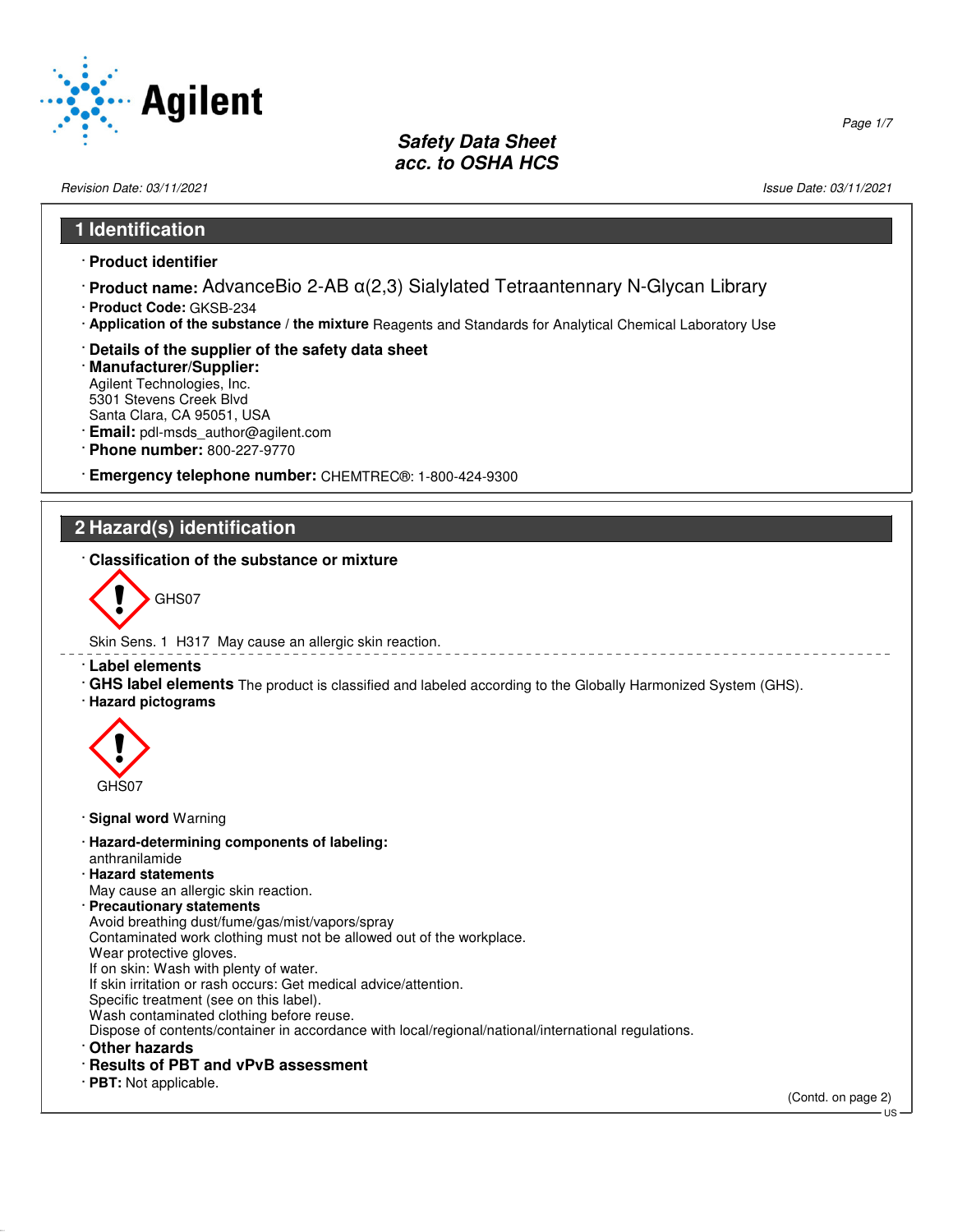# Safety Data Sheet
# acc. to OSHA HCS

Revision Date: 03/11/2021 Issue Date: 03/11/2021

## 1 Identification

· **Product identifier**

· **Product name:** AdvanceBio 2-AB α(2,3) Sialylated Tetraantennary N-Glycan Library

· **Product Code:** GKSB-234

· **Application of the substance / the mixture** Reagents and Standards for Analytical Chemical Laboratory Use

· **Details of the supplier of the safety data sheet**

· **Manufacturer/Supplier:**
Agilent Technologies, Inc.
5301 Stevens Creek Blvd
Santa Clara, CA 95051, USA

· **Email:** pdl-msds_author@agilent.com

· **Phone number:** 800-227-9770

· **Emergency telephone number:** CHEMTREC®: 1-800-424-9300

## 2 Hazard(s) identification

· **Classification of the substance or mixture**

GHS07

Skin Sens. 1 H317 May cause an allergic skin reaction.

· **Label elements**

· **GHS label elements** The product is classified and labeled according to the Globally Harmonized System (GHS).

· **Hazard pictograms**

GHS07

· **Signal word** Warning

· **Hazard-determining components of labeling:**
anthranilamide

· **Hazard statements**
May cause an allergic skin reaction.

· **Precautionary statements**
Avoid breathing dust/fume/gas/mist/vapors/spray
Contaminated work clothing must not be allowed out of the workplace.
Wear protective gloves.
If on skin: Wash with plenty of water.
If skin irritation or rash occurs: Get medical advice/attention.
Specific treatment (see on this label).
Wash contaminated clothing before reuse.
Dispose of contents/container in accordance with local/regional/national/international regulations.

· **Other hazards**

· **Results of PBT and vPvB assessment**

· **PBT:** Not applicable.

(Contd. on page 2)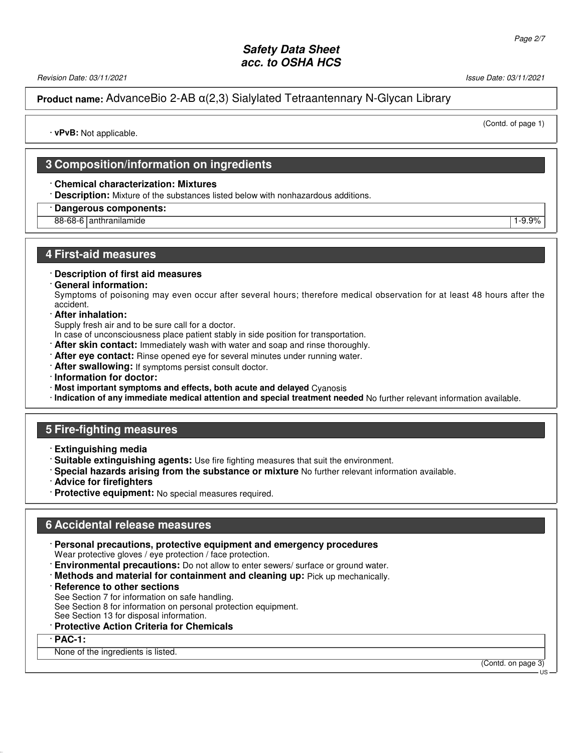**Product name:** AdvanceBio 2-AB α(2,3) Sialylated Tetraantennary N-Glycan Library

(Contd. of page 1)

· **vPvB:** Not applicable.

## 3 Composition/information on ingredients

· **Chemical characterization: Mixtures**

· **Description:** Mixture of the substances listed below with nonhazardous additions.

· **Dangerous components:**

| | | |
|---|---|---|
| 88-68-6 | anthranilamide | 1-9.9% |

## 4 First-aid measures

· **Description of first aid measures**

· **General information:**
Symptoms of poisoning may even occur after several hours; therefore medical observation for at least 48 hours after the accident.

· **After inhalation:**
Supply fresh air and to be sure call for a doctor.
In case of unconsciousness place patient stably in side position for transportation.

· **After skin contact:** Immediately wash with water and soap and rinse thoroughly.

· **After eye contact:** Rinse opened eye for several minutes under running water.

· **After swallowing:** If symptoms persist consult doctor.

· **Information for doctor:**

· **Most important symptoms and effects, both acute and delayed** Cyanosis

· **Indication of any immediate medical attention and special treatment needed** No further relevant information available.

## 5 Fire-fighting measures

· **Extinguishing media**

· **Suitable extinguishing agents:** Use fire fighting measures that suit the environment.

· **Special hazards arising from the substance or mixture** No further relevant information available.

· **Advice for firefighters**

· **Protective equipment:** No special measures required.

## 6 Accidental release measures

· **Personal precautions, protective equipment and emergency procedures**
Wear protective gloves / eye protection / face protection.

· **Environmental precautions:** Do not allow to enter sewers/ surface or ground water.

· **Methods and material for containment and cleaning up:** Pick up mechanically.

· **Reference to other sections**
See Section 7 for information on safe handling.
See Section 8 for information on personal protection equipment.
See Section 13 for disposal information.

· **Protective Action Criteria for Chemicals**

· **PAC-1:**

None of the ingredients is listed.

(Contd. on page 3)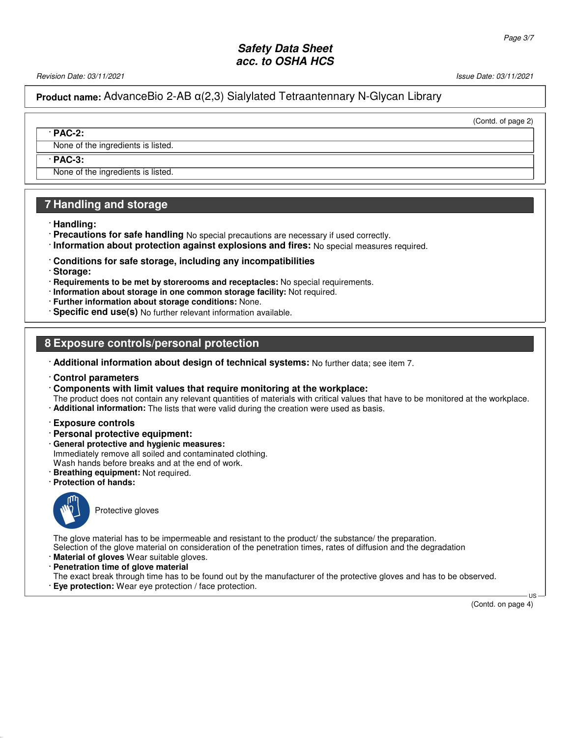(Contd. of page 2)

· **PAC-2:**

None of the ingredients is listed.

· **PAC-3:**

None of the ingredients is listed.

## 7 Handling and storage

· **Handling:**
· **Precautions for safe handling** No special precautions are necessary if used correctly.
· **Information about protection against explosions and fires:** No special measures required.

· **Conditions for safe storage, including any incompatibilities**
· **Storage:**
· **Requirements to be met by storerooms and receptacles:** No special requirements.
· **Information about storage in one common storage facility:** Not required.
· **Further information about storage conditions:** None.
· **Specific end use(s)** No further relevant information available.

## 8 Exposure controls/personal protection

· **Additional information about design of technical systems:** No further data; see item 7.

· **Control parameters**
· **Components with limit values that require monitoring at the workplace:**
The product does not contain any relevant quantities of materials with critical values that have to be monitored at the workplace.
· **Additional information:** The lists that were valid during the creation were used as basis.

· **Exposure controls**
· **Personal protective equipment:**
· **General protective and hygienic measures:**
Immediately remove all soiled and contaminated clothing.
Wash hands before breaks and at the end of work.
· **Breathing equipment:** Not required.
· **Protection of hands:**

Protective gloves

The glove material has to be impermeable and resistant to the product/ the substance/ the preparation.
Selection of the glove material on consideration of the penetration times, rates of diffusion and the degradation
· **Material of gloves** Wear suitable gloves.
· **Penetration time of glove material**
The exact break through time has to be found out by the manufacturer of the protective gloves and has to be observed.
· **Eye protection:** Wear eye protection / face protection.

(Contd. on page 4)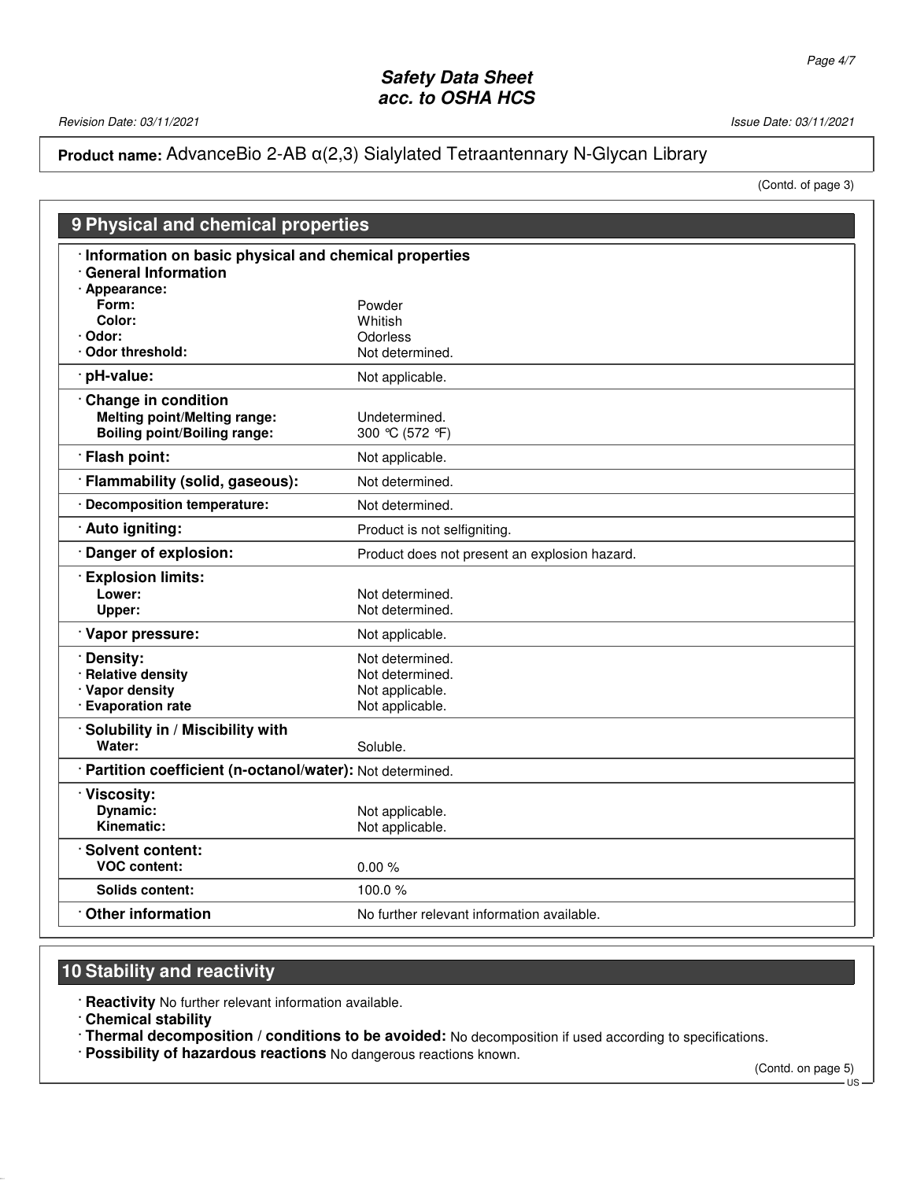**Product name:** AdvanceBio 2-AB α(2,3) Sialylated Tetraantennary N-Glycan Library

(Contd. of page 3)

## 9 Physical and chemical properties

| · Information on basic physical and chemical properties | |
|---|---|
| **· General Information** | |
| **· Appearance:** | |
| **Form:** | Powder |
| **Color:** | Whitish |
| **· Odor:** | Odorless |
| **· Odor threshold:** | Not determined. |
| **· pH-value:** | Not applicable. |
| **· Change in condition** | |
| **Melting point/Melting range:** | Undetermined. |
| **Boiling point/Boiling range:** | 300 °C (572 °F) |
| **· Flash point:** | Not applicable. |
| **· Flammability (solid, gaseous):** | Not determined. |
| **· Decomposition temperature:** | Not determined. |
| **· Auto igniting:** | Product is not selfigniting. |
| **· Danger of explosion:** | Product does not present an explosion hazard. |
| **· Explosion limits:** | |
| **Lower:** | Not determined. |
| **Upper:** | Not determined. |
| **· Vapor pressure:** | Not applicable. |
| **· Density:** | Not determined. |
| **· Relative density** | Not determined. |
| **· Vapor density** | Not applicable. |
| **· Evaporation rate** | Not applicable. |
| **· Solubility in / Miscibility with** | |
| **Water:** | Soluble. |
| **· Partition coefficient (n-octanol/water):** | Not determined. |
| **· Viscosity:** | |
| **Dynamic:** | Not applicable. |
| **Kinematic:** | Not applicable. |
| **· Solvent content:** | |
| **VOC content:** | 0.00 % |
| **Solids content:** | 100.0 % |
| **· Other information** | No further relevant information available. |

## 10 Stability and reactivity

- **Reactivity** No further relevant information available.
- **Chemical stability**
- **Thermal decomposition / conditions to be avoided:** No decomposition if used according to specifications.
- **Possibility of hazardous reactions** No dangerous reactions known.

(Contd. on page 5)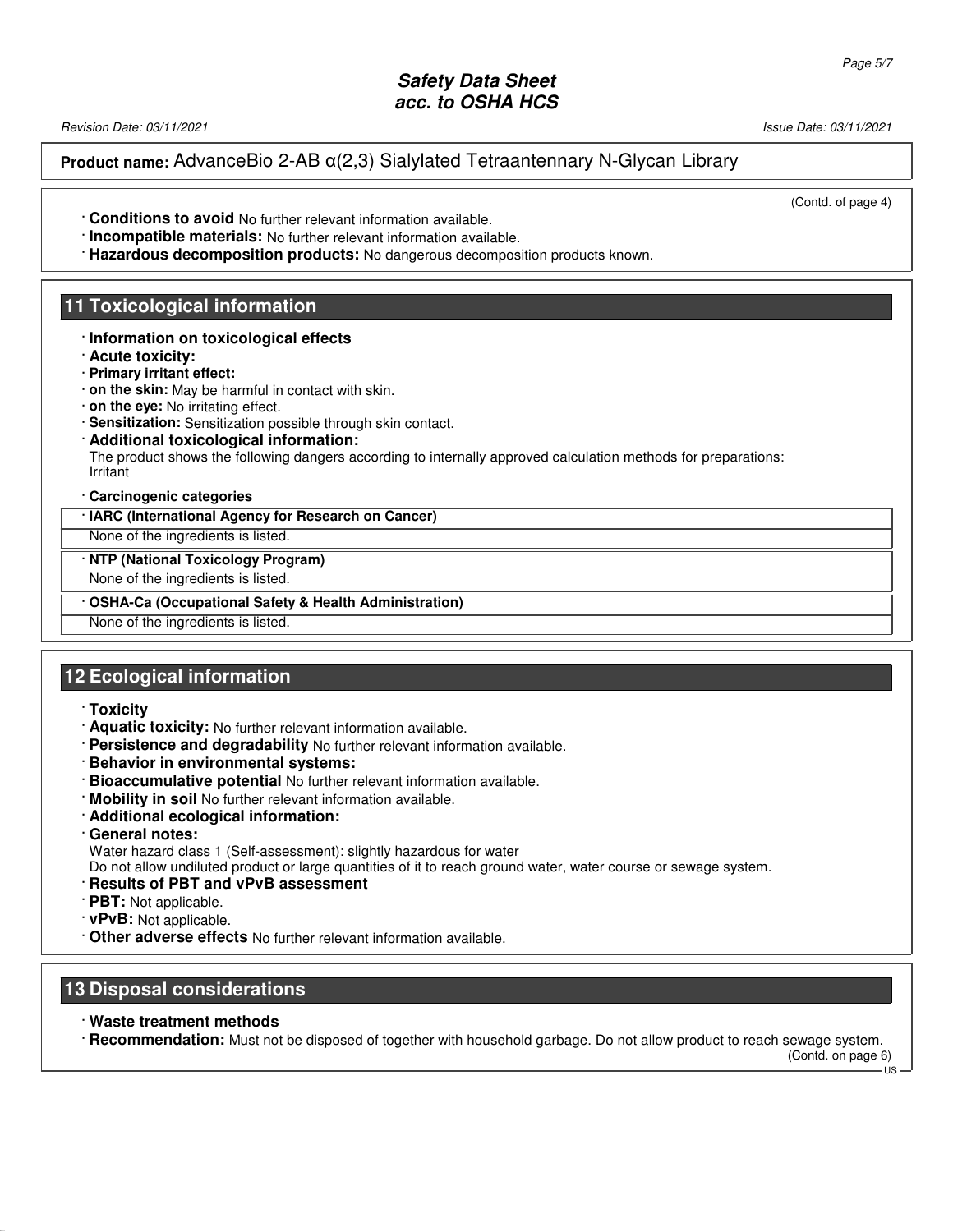(Contd. of page 4)

· **Conditions to avoid** No further relevant information available.
· **Incompatible materials:** No further relevant information available.
· **Hazardous decomposition products:** No dangerous decomposition products known.

## 11 Toxicological information

· **Information on toxicological effects**
· **Acute toxicity:**
· **Primary irritant effect:**
· **on the skin:** May be harmful in contact with skin.
· **on the eye:** No irritating effect.
· **Sensitization:** Sensitization possible through skin contact.
· **Additional toxicological information:**
The product shows the following dangers according to internally approved calculation methods for preparations:
Irritant

· **Carcinogenic categories**

| · **IARC (International Agency for Research on Cancer)** |
|---|
| None of the ingredients is listed. |

| · **NTP (National Toxicology Program)** |
|---|
| None of the ingredients is listed. |

| · **OSHA-Ca (Occupational Safety & Health Administration)** |
|---|
| None of the ingredients is listed. |

## 12 Ecological information

· **Toxicity**
· **Aquatic toxicity:** No further relevant information available.
· **Persistence and degradability** No further relevant information available.
· **Behavior in environmental systems:**
· **Bioaccumulative potential** No further relevant information available.
· **Mobility in soil** No further relevant information available.
· **Additional ecological information:**
· **General notes:**
Water hazard class 1 (Self-assessment): slightly hazardous for water
Do not allow undiluted product or large quantities of it to reach ground water, water course or sewage system.
· **Results of PBT and vPvB assessment**
· **PBT:** Not applicable.
· **vPvB:** Not applicable.
· **Other adverse effects** No further relevant information available.

## 13 Disposal considerations

· **Waste treatment methods**
· **Recommendation:** Must not be disposed of together with household garbage. Do not allow product to reach sewage system.

(Contd. on page 6)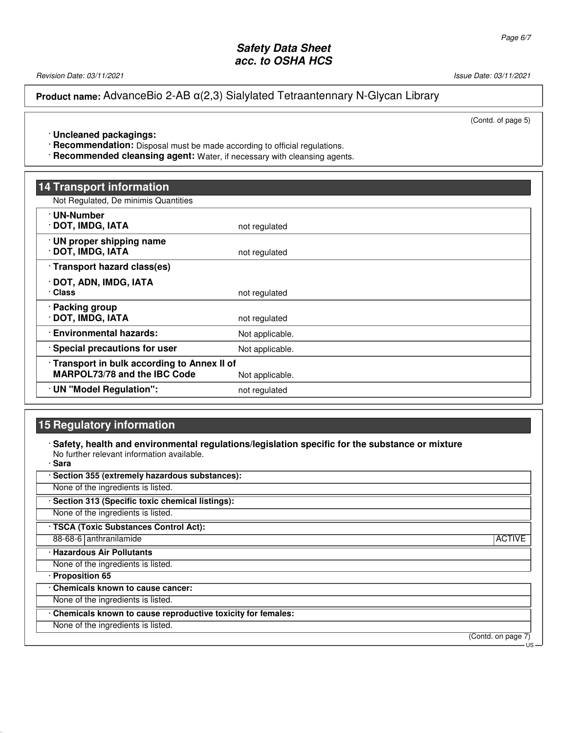**Product name:** AdvanceBio 2-AB α(2,3) Sialylated Tetraantennary N-Glycan Library

(Contd. of page 5)

· **Uncleaned packagings:**
· **Recommendation:** Disposal must be made according to official regulations.
· **Recommended cleansing agent:** Water, if necessary with cleansing agents.

## 14 Transport information

Not Regulated, De minimis Quantities

| | |
|---|---|
| · **UN-Number** · **DOT, IMDG, IATA** | not regulated |
| · **UN proper shipping name** · **DOT, IMDG, IATA** | not regulated |
| · **Transport hazard class(es)** · **DOT, ADN, IMDG, IATA** · **Class** | not regulated |
| · **Packing group** · **DOT, IMDG, IATA** | not regulated |
| · **Environmental hazards:** | Not applicable. |
| · **Special precautions for user** | Not applicable. |
| · **Transport in bulk according to Annex II of MARPOL73/78 and the IBC Code** | Not applicable. |
| · **UN "Model Regulation":** | not regulated |

## 15 Regulatory information

· **Safety, health and environmental regulations/legislation specific for the substance or mixture**
No further relevant information available.

· **Sara**

· **Section 355 (extremely hazardous substances):**
None of the ingredients is listed.

· **Section 313 (Specific toxic chemical listings):**
None of the ingredients is listed.

· **TSCA (Toxic Substances Control Act):**

| | | |
|---|---|---|
| 88-68-6 | anthranilamide | ACTIVE |

· **Hazardous Air Pollutants**
None of the ingredients is listed.

· **Proposition 65**

· **Chemicals known to cause cancer:**
None of the ingredients is listed.

· **Chemicals known to cause reproductive toxicity for females:**
None of the ingredients is listed.

(Contd. on page 7)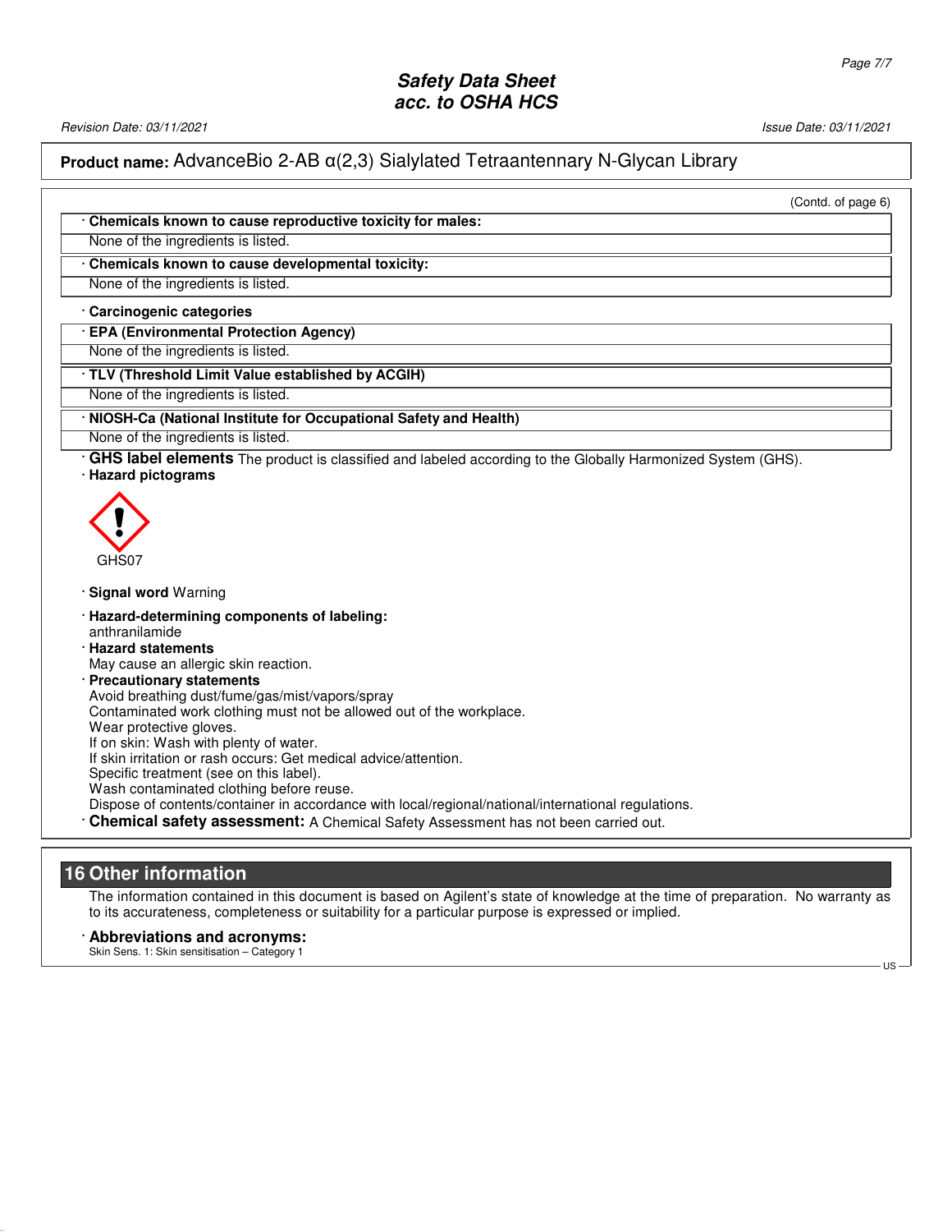**Product name:** AdvanceBio 2-AB α(2,3) Sialylated Tetraantennary N-Glycan Library

(Contd. of page 6)

· **Chemicals known to cause reproductive toxicity for males:**

None of the ingredients is listed.

· **Chemicals known to cause developmental toxicity:**

None of the ingredients is listed.

· **Carcinogenic categories**

· **EPA (Environmental Protection Agency)**

None of the ingredients is listed.

· **TLV (Threshold Limit Value established by ACGIH)**

None of the ingredients is listed.

· **NIOSH-Ca (National Institute for Occupational Safety and Health)**

None of the ingredients is listed.

· **GHS label elements** The product is classified and labeled according to the Globally Harmonized System (GHS).

· **Hazard pictograms**

GHS07

· **Signal word** Warning

· **Hazard-determining components of labeling:**
anthranilamide

· **Hazard statements**
May cause an allergic skin reaction.

· **Precautionary statements**
Avoid breathing dust/fume/gas/mist/vapors/spray
Contaminated work clothing must not be allowed out of the workplace.
Wear protective gloves.
If on skin: Wash with plenty of water.
If skin irritation or rash occurs: Get medical advice/attention.
Specific treatment (see on this label).
Wash contaminated clothing before reuse.
Dispose of contents/container in accordance with local/regional/national/international regulations.

· **Chemical safety assessment:** A Chemical Safety Assessment has not been carried out.

## 16 Other information

The information contained in this document is based on Agilent's state of knowledge at the time of preparation. No warranty as to its accurateness, completeness or suitability for a particular purpose is expressed or implied.

· **Abbreviations and acronyms:**
Skin Sens. 1: Skin sensitisation – Category 1